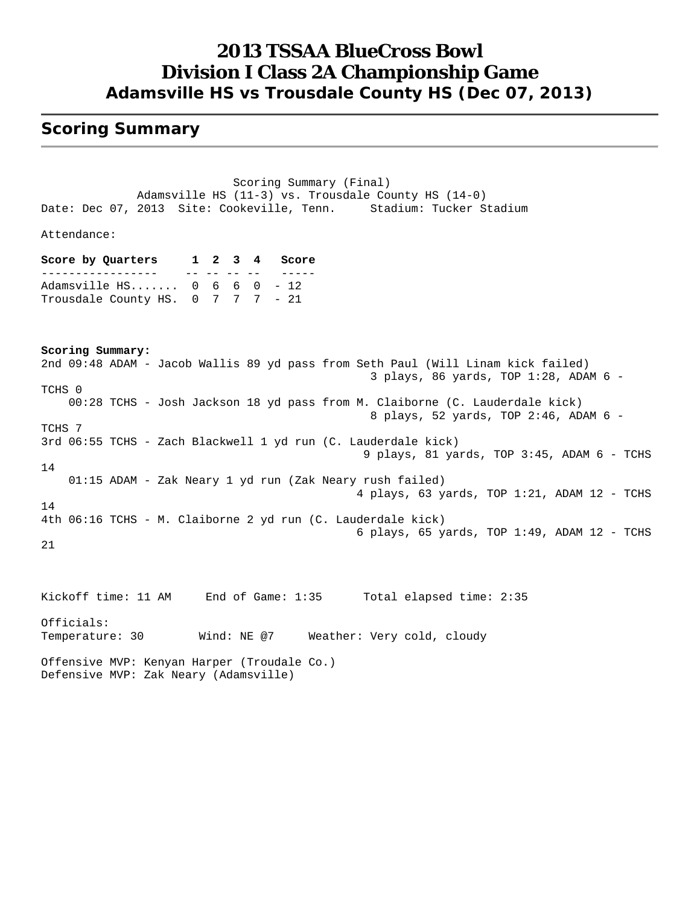# 2013 TSSAA BlueCross Bowl
# Division I Class 2A Championship Game
### Adamsville HS vs Trousdale County HS (Dec 07, 2013)

## Scoring Summary

Scoring Summary (Final)
Adamsville HS (11-3) vs. Trousdale County HS (14-0)
Date: Dec 07, 2013 Site: Cookeville, Tenn. Stadium: Tucker Stadium

Attendance:

| Score by Quarters | 1 | 2 | 3 | 4 | Score |
|---|---|---|---|---|---|
| Adamsville HS....... | 0 | 6 | 6 | 0 | 12 |
| Trousdale County HS. | 0 | 7 | 7 | 7 | 21 |

**Scoring Summary:**

2nd 09:48 ADAM - Jacob Wallis 89 yd pass from Seth Paul (Will Linam kick failed)
3 plays, 86 yards, TOP 1:28, ADAM 6 - TCHS 0

00:28 TCHS - Josh Jackson 18 yd pass from M. Claiborne (C. Lauderdale kick)
8 plays, 52 yards, TOP 2:46, ADAM 6 - TCHS 7

3rd 06:55 TCHS - Zach Blackwell 1 yd run (C. Lauderdale kick)
9 plays, 81 yards, TOP 3:45, ADAM 6 - TCHS 14

01:15 ADAM - Zak Neary 1 yd run (Zak Neary rush failed)
4 plays, 63 yards, TOP 1:21, ADAM 12 - TCHS 14

4th 06:16 TCHS - M. Claiborne 2 yd run (C. Lauderdale kick)
6 plays, 65 yards, TOP 1:49, ADAM 12 - TCHS 21

Kickoff time: 11 AM End of Game: 1:35 Total elapsed time: 2:35

Officials:
Temperature: 30 Wind: NE @7 Weather: Very cold, cloudy

Offensive MVP: Kenyan Harper (Troudale Co.)
Defensive MVP: Zak Neary (Adamsville)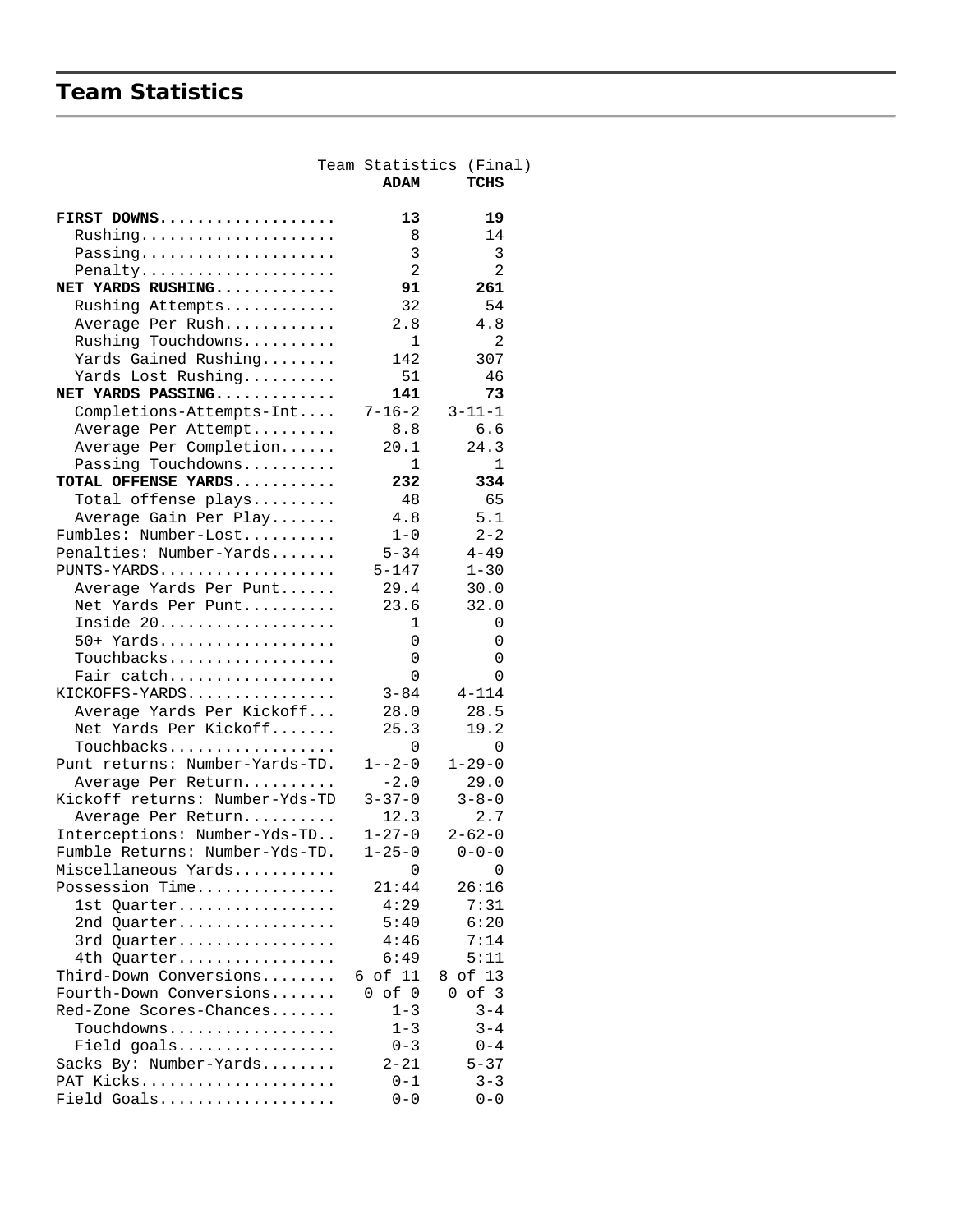## Team Statistics

Team Statistics (Final)

| | ADAM | TCHS |
|---|---|---|
| **FIRST DOWNS** | **13** | **19** |
| Rushing | 8 | 14 |
| Passing | 3 | 3 |
| Penalty | 2 | 2 |
| **NET YARDS RUSHING** | **91** | **261** |
| Rushing Attempts | 32 | 54 |
| Average Per Rush | 2.8 | 4.8 |
| Rushing Touchdowns | 1 | 2 |
| Yards Gained Rushing | 142 | 307 |
| Yards Lost Rushing | 51 | 46 |
| **NET YARDS PASSING** | **141** | **73** |
| Completions-Attempts-Int | 7-16-2 | 3-11-1 |
| Average Per Attempt | 8.8 | 6.6 |
| Average Per Completion | 20.1 | 24.3 |
| Passing Touchdowns | 1 | 1 |
| **TOTAL OFFENSE YARDS** | **232** | **334** |
| Total offense plays | 48 | 65 |
| Average Gain Per Play | 4.8 | 5.1 |
| Fumbles: Number-Lost | 1-0 | 2-2 |
| Penalties: Number-Yards | 5-34 | 4-49 |
| PUNTS-YARDS | 5-147 | 1-30 |
| Average Yards Per Punt | 29.4 | 30.0 |
| Net Yards Per Punt | 23.6 | 32.0 |
| Inside 20 | 1 | 0 |
| 50+ Yards | 0 | 0 |
| Touchbacks | 0 | 0 |
| Fair catch | 0 | 0 |
| KICKOFFS-YARDS | 3-84 | 4-114 |
| Average Yards Per Kickoff | 28.0 | 28.5 |
| Net Yards Per Kickoff | 25.3 | 19.2 |
| Touchbacks | 0 | 0 |
| Punt returns: Number-Yards-TD | 1--2-0 | 1-29-0 |
| Average Per Return | -2.0 | 29.0 |
| Kickoff returns: Number-Yds-TD | 3-37-0 | 3-8-0 |
| Average Per Return | 12.3 | 2.7 |
| Interceptions: Number-Yds-TD | 1-27-0 | 2-62-0 |
| Fumble Returns: Number-Yds-TD | 1-25-0 | 0-0-0 |
| Miscellaneous Yards | 0 | 0 |
| Possession Time | 21:44 | 26:16 |
| 1st Quarter | 4:29 | 7:31 |
| 2nd Quarter | 5:40 | 6:20 |
| 3rd Quarter | 4:46 | 7:14 |
| 4th Quarter | 6:49 | 5:11 |
| Third-Down Conversions | 6 of 11 | 8 of 13 |
| Fourth-Down Conversions | 0 of 0 | 0 of 3 |
| Red-Zone Scores-Chances | 1-3 | 3-4 |
| Touchdowns | 1-3 | 3-4 |
| Field goals | 0-3 | 0-4 |
| Sacks By: Number-Yards | 2-21 | 5-37 |
| PAT Kicks | 0-1 | 3-3 |
| Field Goals | 0-0 | 0-0 |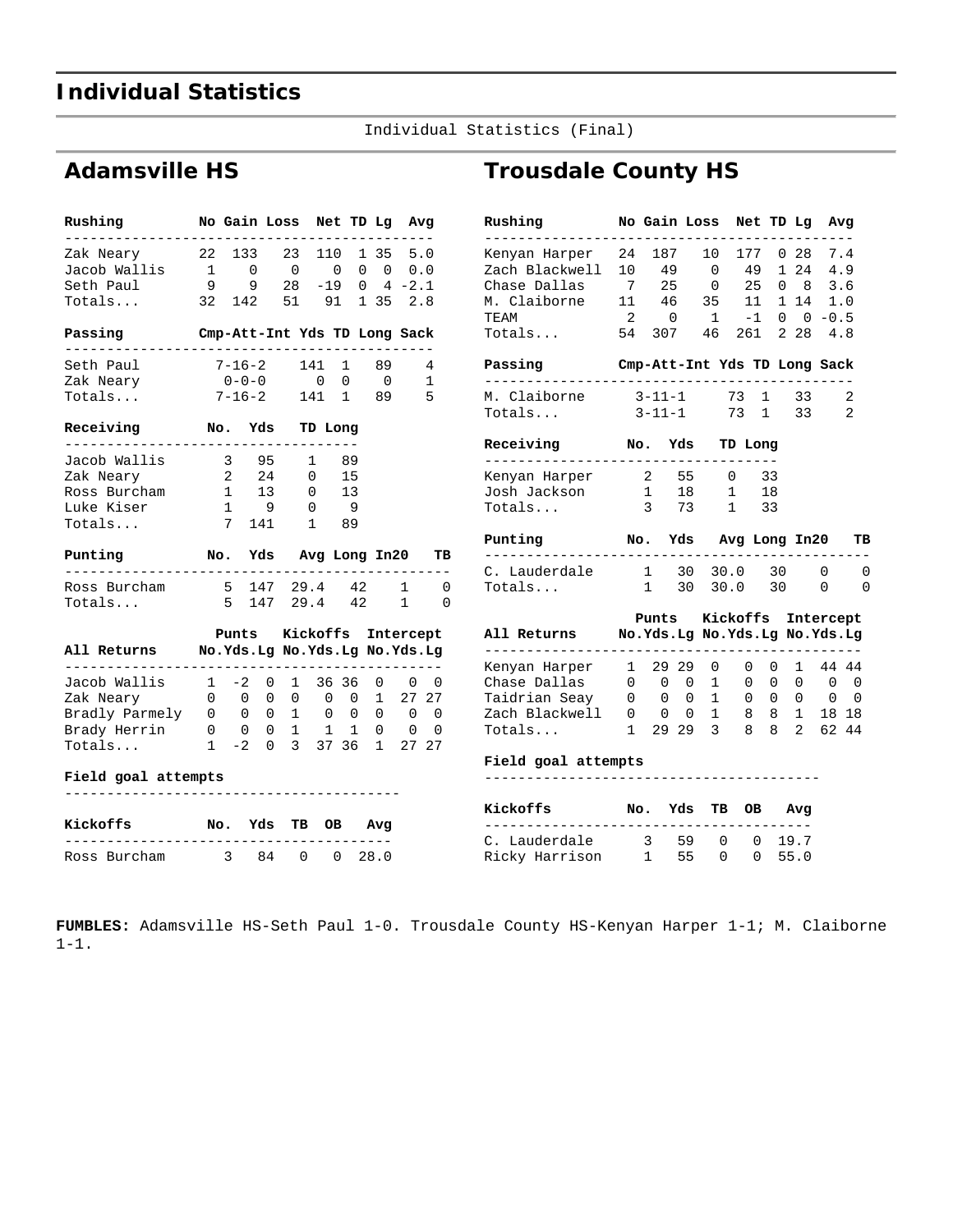# Individual Statistics

Individual Statistics (Final)

## Adamsville HS

| Rushing | No | Gain | Loss | Net | TD | Lg | Avg |
|---|---|---|---|---|---|---|---|
| Zak Neary | 22 | 133 | 23 | 110 | 1 | 35 | 5.0 |
| Jacob Wallis | 1 | 0 | 0 | 0 | 0 | 0 | 0.0 |
| Seth Paul | 9 | 9 | 28 | -19 | 0 | 4 | -2.1 |
| Totals... | 32 | 142 | 51 | 91 | 1 | 35 | 2.8 |

| Passing | Cmp-Att-Int | Yds | TD | Long | Sack |
|---|---|---|---|---|---|
| Seth Paul | 7-16-2 | 141 | 1 | 89 | 4 |
| Zak Neary | 0-0-0 | 0 | 0 | 0 | 1 |
| Totals... | 7-16-2 | 141 | 1 | 89 | 5 |

| Receiving | No. | Yds | TD | Long |
|---|---|---|---|---|
| Jacob Wallis | 3 | 95 | 1 | 89 |
| Zak Neary | 2 | 24 | 0 | 15 |
| Ross Burcham | 1 | 13 | 0 | 13 |
| Luke Kiser | 1 | 9 | 0 | 9 |
| Totals... | 7 | 141 | 1 | 89 |

| Punting | No. | Yds | Avg | Long | In20 | TB |
|---|---|---|---|---|---|---|
| Ross Burcham | 5 | 147 | 29.4 | 42 | 1 | 0 |
| Totals... | 5 | 147 | 29.4 | 42 | 1 | 0 |

| | Punts | | | Kickoffs | | | Intercept | | |
|---|---|---|---|---|---|---|---|---|---|
| All Returns | No. | Yds. | Lg | No. | Yds. | Lg | No. | Yds. | Lg |
| Jacob Wallis | 1 | -2 | 0 | 1 | 36 | 36 | 0 | 0 | 0 |
| Zak Neary | 0 | 0 | 0 | 0 | 0 | 0 | 1 | 27 | 27 |
| Bradly Parmely | 0 | 0 | 0 | 1 | 0 | 0 | 0 | 0 | 0 |
| Brady Herrin | 0 | 0 | 0 | 1 | 1 | 1 | 0 | 0 | 0 |
| Totals... | 1 | -2 | 0 | 3 | 37 | 36 | 1 | 27 | 27 |

**Field goal attempts**

| Kickoffs | No. | Yds | TB | OB | Avg |
|---|---|---|---|---|---|
| Ross Burcham | 3 | 84 | 0 | 0 | 28.0 |

## Trousdale County HS

| Rushing | No | Gain | Loss | Net | TD | Lg | Avg |
|---|---|---|---|---|---|---|---|
| Kenyan Harper | 24 | 187 | 10 | 177 | 0 | 28 | 7.4 |
| Zach Blackwell | 10 | 49 | 0 | 49 | 1 | 24 | 4.9 |
| Chase Dallas | 7 | 25 | 0 | 25 | 0 | 8 | 3.6 |
| M. Claiborne | 11 | 46 | 35 | 11 | 1 | 14 | 1.0 |
| TEAM | 2 | 0 | 1 | -1 | 0 | 0 | -0.5 |
| Totals... | 54 | 307 | 46 | 261 | 2 | 28 | 4.8 |

| Passing | Cmp-Att-Int | Yds | TD | Long | Sack |
|---|---|---|---|---|---|
| M. Claiborne | 3-11-1 | 73 | 1 | 33 | 2 |
| Totals... | 3-11-1 | 73 | 1 | 33 | 2 |

| Receiving | No. | Yds | TD | Long |
|---|---|---|---|---|
| Kenyan Harper | 2 | 55 | 0 | 33 |
| Josh Jackson | 1 | 18 | 1 | 18 |
| Totals... | 3 | 73 | 1 | 33 |

| Punting | No. | Yds | Avg | Long | In20 | TB |
|---|---|---|---|---|---|---|
| C. Lauderdale | 1 | 30 | 30.0 | 30 | 0 | 0 |
| Totals... | 1 | 30 | 30.0 | 30 | 0 | 0 |

| | Punts | | | Kickoffs | | | Intercept | | |
|---|---|---|---|---|---|---|---|---|---|
| All Returns | No. | Yds. | Lg | No. | Yds. | Lg | No. | Yds. | Lg |
| Kenyan Harper | 1 | 29 | 29 | 0 | 0 | 0 | 1 | 44 | 44 |
| Chase Dallas | 0 | 0 | 0 | 1 | 0 | 0 | 0 | 0 | 0 |
| Taidrian Seay | 0 | 0 | 0 | 1 | 0 | 0 | 0 | 0 | 0 |
| Zach Blackwell | 0 | 0 | 0 | 1 | 8 | 8 | 1 | 18 | 18 |
| Totals... | 1 | 29 | 29 | 3 | 8 | 8 | 2 | 62 | 44 |

**Field goal attempts**

| Kickoffs | No. | Yds | TB | OB | Avg |
|---|---|---|---|---|---|
| C. Lauderdale | 3 | 59 | 0 | 0 | 19.7 |
| Ricky Harrison | 1 | 55 | 0 | 0 | 55.0 |

**FUMBLES:** Adamsville HS-Seth Paul 1-0. Trousdale County HS-Kenyan Harper 1-1; M. Claiborne 1-1.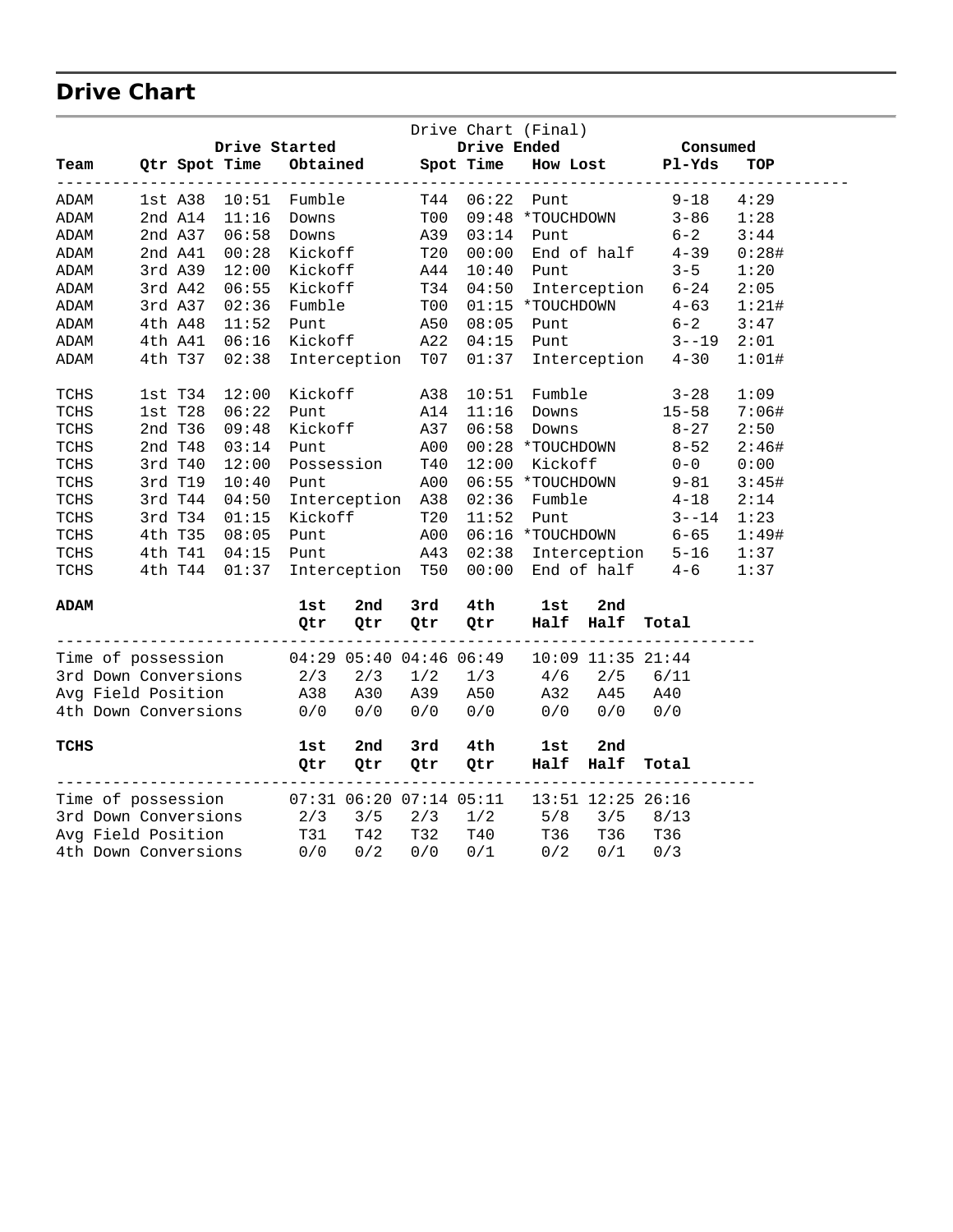## Drive Chart

Drive Chart (Final)

| Team | Qtr | Spot | Time | Obtained | Spot | Time | How Lost | Pl-Yds | TOP |
|---|---|---|---|---|---|---|---|---|---|
| | Drive Started | | | | Drive Ended | | | Consumed | |
| ADAM | 1st | A38 | 10:51 | Fumble | T44 | 06:22 | Punt | 9-18 | 4:29 |
| ADAM | 2nd | A14 | 11:16 | Downs | T00 | 09:48 | *TOUCHDOWN | 3-86 | 1:28 |
| ADAM | 2nd | A37 | 06:58 | Downs | A39 | 03:14 | Punt | 6-2 | 3:44 |
| ADAM | 2nd | A41 | 00:28 | Kickoff | T20 | 00:00 | End of half | 4-39 | 0:28# |
| ADAM | 3rd | A39 | 12:00 | Kickoff | A44 | 10:40 | Punt | 3-5 | 1:20 |
| ADAM | 3rd | A42 | 06:55 | Kickoff | T34 | 04:50 | Interception | 6-24 | 2:05 |
| ADAM | 3rd | A37 | 02:36 | Fumble | T00 | 01:15 | *TOUCHDOWN | 4-63 | 1:21# |
| ADAM | 4th | A48 | 11:52 | Punt | A50 | 08:05 | Punt | 6-2 | 3:47 |
| ADAM | 4th | A41 | 06:16 | Kickoff | A22 | 04:15 | Punt | 3--19 | 2:01 |
| ADAM | 4th | T37 | 02:38 | Interception | T07 | 01:37 | Interception | 4-30 | 1:01# |
| TCHS | 1st | T34 | 12:00 | Kickoff | A38 | 10:51 | Fumble | 3-28 | 1:09 |
| TCHS | 1st | T28 | 06:22 | Punt | A14 | 11:16 | Downs | 15-58 | 7:06# |
| TCHS | 2nd | T36 | 09:48 | Kickoff | A37 | 06:58 | Downs | 8-27 | 2:50 |
| TCHS | 2nd | T48 | 03:14 | Punt | A00 | 00:28 | *TOUCHDOWN | 8-52 | 2:46# |
| TCHS | 3rd | T40 | 12:00 | Possession | T40 | 12:00 | Kickoff | 0-0 | 0:00 |
| TCHS | 3rd | T19 | 10:40 | Punt | A00 | 06:55 | *TOUCHDOWN | 9-81 | 3:45# |
| TCHS | 3rd | T44 | 04:50 | Interception | A38 | 02:36 | Fumble | 4-18 | 2:14 |
| TCHS | 3rd | T34 | 01:15 | Kickoff | T20 | 11:52 | Punt | 3--14 | 1:23 |
| TCHS | 4th | T35 | 08:05 | Punt | A00 | 06:16 | *TOUCHDOWN | 6-65 | 1:49# |
| TCHS | 4th | T41 | 04:15 | Punt | A43 | 02:38 | Interception | 5-16 | 1:37 |
| TCHS | 4th | T44 | 01:37 | Interception | T50 | 00:00 | End of half | 4-6 | 1:37 |

| **ADAM** | **1st Qtr** | **2nd Qtr** | **3rd Qtr** | **4th Qtr** | **1st Half** | **2nd Half** | **Total** |
|---|---|---|---|---|---|---|---|
| Time of possession | 04:29 | 05:40 | 04:46 | 06:49 | 10:09 | 11:35 | 21:44 |
| 3rd Down Conversions | 2/3 | 2/3 | 1/2 | 1/3 | 4/6 | 2/5 | 6/11 |
| Avg Field Position | A38 | A30 | A39 | A50 | A32 | A45 | A40 |
| 4th Down Conversions | 0/0 | 0/0 | 0/0 | 0/0 | 0/0 | 0/0 | 0/0 |

| **TCHS** | **1st Qtr** | **2nd Qtr** | **3rd Qtr** | **4th Qtr** | **1st Half** | **2nd Half** | **Total** |
|---|---|---|---|---|---|---|---|
| Time of possession | 07:31 | 06:20 | 07:14 | 05:11 | 13:51 | 12:25 | 26:16 |
| 3rd Down Conversions | 2/3 | 3/5 | 2/3 | 1/2 | 5/8 | 3/5 | 8/13 |
| Avg Field Position | T31 | T42 | T32 | T40 | T36 | T36 | T36 |
| 4th Down Conversions | 0/0 | 0/2 | 0/0 | 0/1 | 0/2 | 0/1 | 0/3 |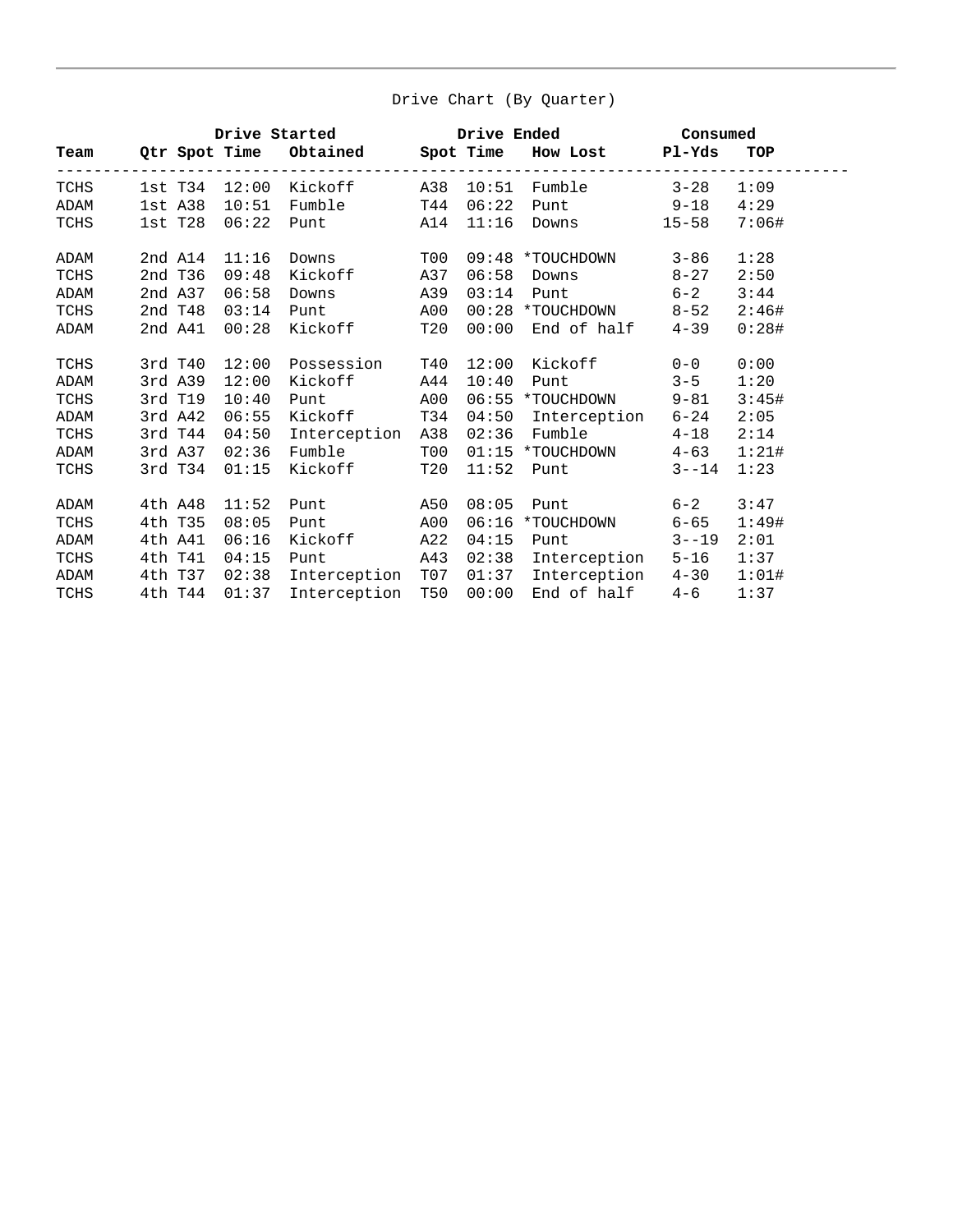## Drive Chart (By Quarter)

| Team | Drive Started | | | | Drive Ended | | | Consumed | |
|---|---|---|---|---|---|---|---|---|---|
| | Qtr | Spot | Time | Obtained | Spot | Time | How Lost | Pl-Yds | TOP |
| TCHS | 1st | T34 | 12:00 | Kickoff | A38 | 10:51 | Fumble | 3-28 | 1:09 |
| ADAM | 1st | A38 | 10:51 | Fumble | T44 | 06:22 | Punt | 9-18 | 4:29 |
| TCHS | 1st | T28 | 06:22 | Punt | A14 | 11:16 | Downs | 15-58 | 7:06# |
| ADAM | 2nd | A14 | 11:16 | Downs | T00 | 09:48 | *TOUCHDOWN | 3-86 | 1:28 |
| TCHS | 2nd | T36 | 09:48 | Kickoff | A37 | 06:58 | Downs | 8-27 | 2:50 |
| ADAM | 2nd | A37 | 06:58 | Downs | A39 | 03:14 | Punt | 6-2 | 3:44 |
| TCHS | 2nd | T48 | 03:14 | Punt | A00 | 00:28 | *TOUCHDOWN | 8-52 | 2:46# |
| ADAM | 2nd | A41 | 00:28 | Kickoff | T20 | 00:00 | End of half | 4-39 | 0:28# |
| TCHS | 3rd | T40 | 12:00 | Possession | T40 | 12:00 | Kickoff | 0-0 | 0:00 |
| ADAM | 3rd | A39 | 12:00 | Kickoff | A44 | 10:40 | Punt | 3-5 | 1:20 |
| TCHS | 3rd | T19 | 10:40 | Punt | A00 | 06:55 | *TOUCHDOWN | 9-81 | 3:45# |
| ADAM | 3rd | A42 | 06:55 | Kickoff | T34 | 04:50 | Interception | 6-24 | 2:05 |
| TCHS | 3rd | T44 | 04:50 | Interception | A38 | 02:36 | Fumble | 4-18 | 2:14 |
| ADAM | 3rd | A37 | 02:36 | Fumble | T00 | 01:15 | *TOUCHDOWN | 4-63 | 1:21# |
| TCHS | 3rd | T34 | 01:15 | Kickoff | T20 | 11:52 | Punt | 3--14 | 1:23 |
| ADAM | 4th | A48 | 11:52 | Punt | A50 | 08:05 | Punt | 6-2 | 3:47 |
| TCHS | 4th | T35 | 08:05 | Punt | A00 | 06:16 | *TOUCHDOWN | 6-65 | 1:49# |
| ADAM | 4th | A41 | 06:16 | Kickoff | A22 | 04:15 | Punt | 3--19 | 2:01 |
| TCHS | 4th | T41 | 04:15 | Punt | A43 | 02:38 | Interception | 5-16 | 1:37 |
| ADAM | 4th | T37 | 02:38 | Interception | T07 | 01:37 | Interception | 4-30 | 1:01# |
| TCHS | 4th | T44 | 01:37 | Interception | T50 | 00:00 | End of half | 4-6 | 1:37 |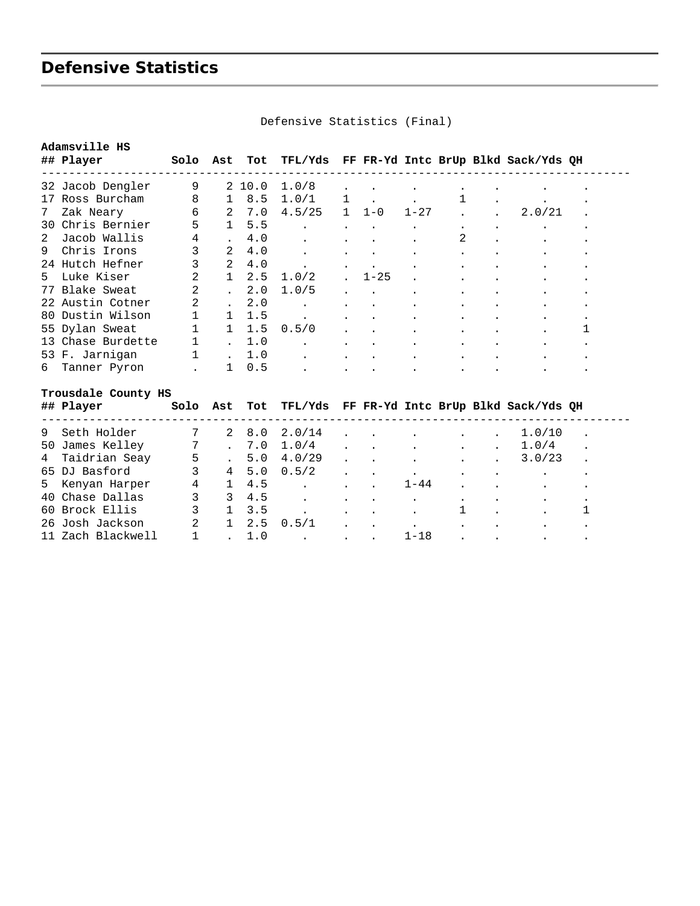## Defensive Statistics

Defensive Statistics (Final)

**Adamsville HS**

| ## | Player | Solo | Ast | Tot | TFL/Yds | FF | FR-Yd | Intc | BrUp | Blkd | Sack/Yds | QH |
|---|---|---|---|---|---|---|---|---|---|---|---|---|
| 32 | Jacob Dengler | 9 | 2 | 10.0 | 1.0/8 | . | . | . | . | . | . | . |
| 17 | Ross Burcham | 8 | 1 | 8.5 | 1.0/1 | 1 | . | . | 1 | . | . | . |
| 7 | Zak Neary | 6 | 2 | 7.0 | 4.5/25 | 1 | 1-0 | 1-27 | . | . | 2.0/21 | . |
| 30 | Chris Bernier | 5 | 1 | 5.5 | . | . | . | . | . | . | . | . |
| 2 | Jacob Wallis | 4 | . | 4.0 | . | . | . | . | 2 | . | . | . |
| 9 | Chris Irons | 3 | 2 | 4.0 | . | . | . | . | . | . | . | . |
| 24 | Hutch Hefner | 3 | 2 | 4.0 | . | . | . | . | . | . | . | . |
| 5 | Luke Kiser | 2 | 1 | 2.5 | 1.0/2 | . | 1-25 | . | . | . | . | . |
| 77 | Blake Sweat | 2 | . | 2.0 | 1.0/5 | . | . | . | . | . | . | . |
| 22 | Austin Cotner | 2 | . | 2.0 | . | . | . | . | . | . | . | . |
| 80 | Dustin Wilson | 1 | 1 | 1.5 | . | . | . | . | . | . | . | . |
| 55 | Dylan Sweat | 1 | 1 | 1.5 | 0.5/0 | . | . | . | . | . | . | 1 |
| 13 | Chase Burdette | 1 | . | 1.0 | . | . | . | . | . | . | . | . |
| 53 | F. Jarnigan | 1 | . | 1.0 | . | . | . | . | . | . | . | . |
| 6 | Tanner Pyron | . | 1 | 0.5 | . | . | . | . | . | . | . | . |

**Trousdale County HS**

| ## | Player | Solo | Ast | Tot | TFL/Yds | FF | FR-Yd | Intc | BrUp | Blkd | Sack/Yds | QH |
|---|---|---|---|---|---|---|---|---|---|---|---|---|
| 9 | Seth Holder | 7 | 2 | 8.0 | 2.0/14 | . | . | . | . | . | 1.0/10 | . |
| 50 | James Kelley | 7 | . | 7.0 | 1.0/4 | . | . | . | . | . | 1.0/4 | . |
| 4 | Taidrian Seay | 5 | . | 5.0 | 4.0/29 | . | . | . | . | . | 3.0/23 | . |
| 65 | DJ Basford | 3 | 4 | 5.0 | 0.5/2 | . | . | . | . | . | . | . |
| 5 | Kenyan Harper | 4 | 1 | 4.5 | . | . | . | 1-44 | . | . | . | . |
| 40 | Chase Dallas | 3 | 3 | 4.5 | . | . | . | . | . | . | . | . |
| 60 | Brock Ellis | 3 | 1 | 3.5 | . | . | . | . | 1 | . | . | 1 |
| 26 | Josh Jackson | 2 | 1 | 2.5 | 0.5/1 | . | . | . | . | . | . | . |
| 11 | Zach Blackwell | 1 | . | 1.0 | . | . | . | 1-18 | . | . | . | . |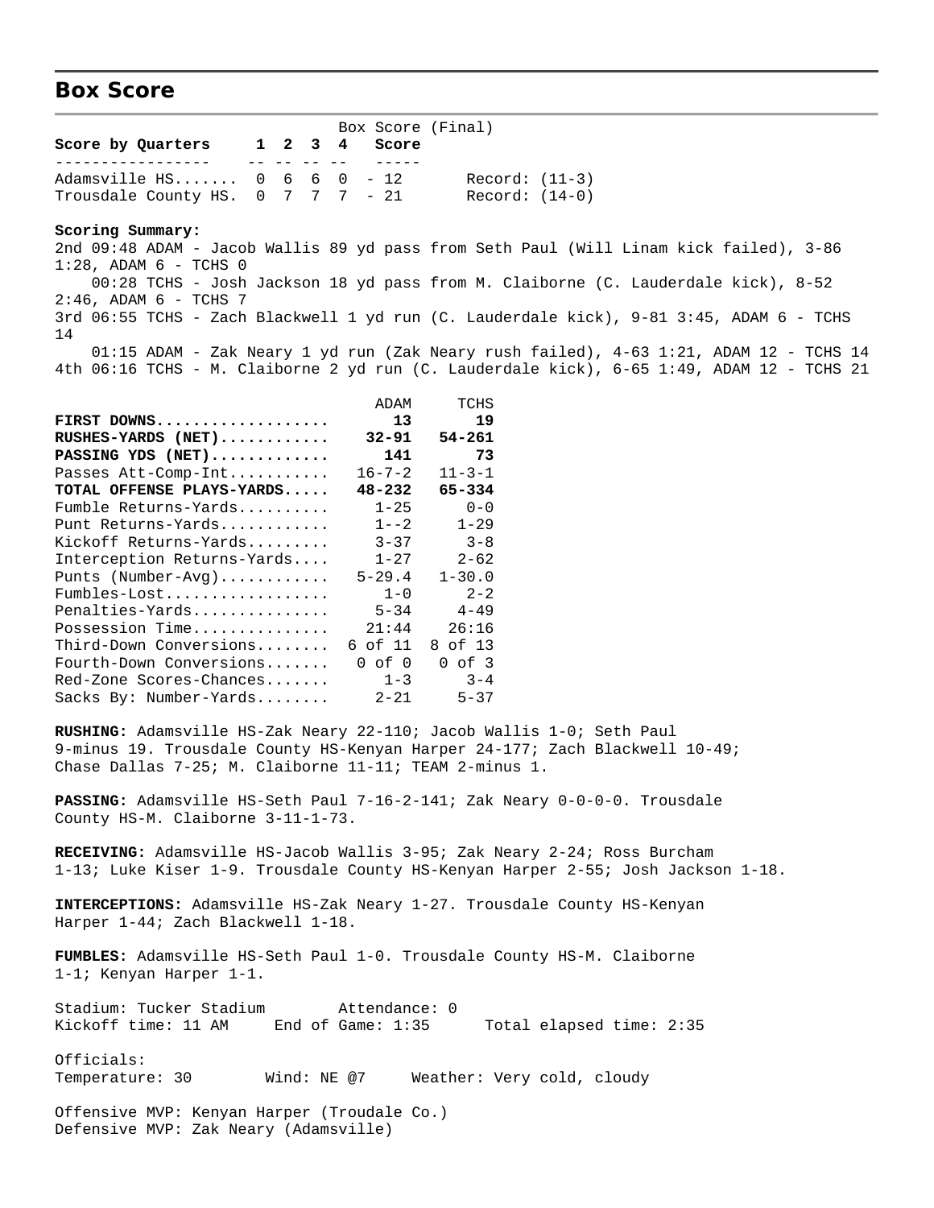## Box Score

Box Score (Final)

| Score by Quarters | 1 | 2 | 3 | 4 | Score | |
|---|---|---|---|---|---|---|
| Adamsville HS....... | 0 | 6 | 6 | 0 | 12 | Record: (11-3) |
| Trousdale County HS. | 0 | 7 | 7 | 7 | 21 | Record: (14-0) |

**Scoring Summary:**

2nd 09:48 ADAM - Jacob Wallis 89 yd pass from Seth Paul (Will Linam kick failed), 3-86 1:28, ADAM 6 - TCHS 0

00:28 TCHS - Josh Jackson 18 yd pass from M. Claiborne (C. Lauderdale kick), 8-52 2:46, ADAM 6 - TCHS 7

3rd 06:55 TCHS - Zach Blackwell 1 yd run (C. Lauderdale kick), 9-81 3:45, ADAM 6 - TCHS 14

01:15 ADAM - Zak Neary 1 yd run (Zak Neary rush failed), 4-63 1:21, ADAM 12 - TCHS 14

4th 06:16 TCHS - M. Claiborne 2 yd run (C. Lauderdale kick), 6-65 1:49, ADAM 12 - TCHS 21

| | ADAM | TCHS |
|---|---|---|
| **FIRST DOWNS....................** | **13** | **19** |
| **RUSHES-YARDS (NET)............** | **32-91** | **54-261** |
| **PASSING YDS (NET).............** | **141** | **73** |
| Passes Att-Comp-Int........... | 16-7-2 | 11-3-1 |
| **TOTAL OFFENSE PLAYS-YARDS.....** | **48-232** | **65-334** |
| Fumble Returns-Yards.......... | 1-25 | 0-0 |
| Punt Returns-Yards............ | 1--2 | 1-29 |
| Kickoff Returns-Yards......... | 3-37 | 3-8 |
| Interception Returns-Yards.... | 1-27 | 2-62 |
| Punts (Number-Avg)............ | 5-29.4 | 1-30.0 |
| Fumbles-Lost.................. | 1-0 | 2-2 |
| Penalties-Yards............... | 5-34 | 4-49 |
| Possession Time............... | 21:44 | 26:16 |
| Third-Down Conversions........ | 6 of 11 | 8 of 13 |
| Fourth-Down Conversions....... | 0 of 0 | 0 of 3 |
| Red-Zone Scores-Chances....... | 1-3 | 3-4 |
| Sacks By: Number-Yards........ | 2-21 | 5-37 |

**RUSHING:** Adamsville HS-Zak Neary 22-110; Jacob Wallis 1-0; Seth Paul 9-minus 19. Trousdale County HS-Kenyan Harper 24-177; Zach Blackwell 10-49; Chase Dallas 7-25; M. Claiborne 11-11; TEAM 2-minus 1.

**PASSING:** Adamsville HS-Seth Paul 7-16-2-141; Zak Neary 0-0-0-0. Trousdale County HS-M. Claiborne 3-11-1-73.

**RECEIVING:** Adamsville HS-Jacob Wallis 3-95; Zak Neary 2-24; Ross Burcham 1-13; Luke Kiser 1-9. Trousdale County HS-Kenyan Harper 2-55; Josh Jackson 1-18.

**INTERCEPTIONS:** Adamsville HS-Zak Neary 1-27. Trousdale County HS-Kenyan Harper 1-44; Zach Blackwell 1-18.

**FUMBLES:** Adamsville HS-Seth Paul 1-0. Trousdale County HS-M. Claiborne 1-1; Kenyan Harper 1-1.

Stadium: Tucker Stadium    Attendance: 0
Kickoff time: 11 AM    End of Game: 1:35    Total elapsed time: 2:35

Officials:
Temperature: 30    Wind: NE @7    Weather: Very cold, cloudy

Offensive MVP: Kenyan Harper (Troudale Co.)
Defensive MVP: Zak Neary (Adamsville)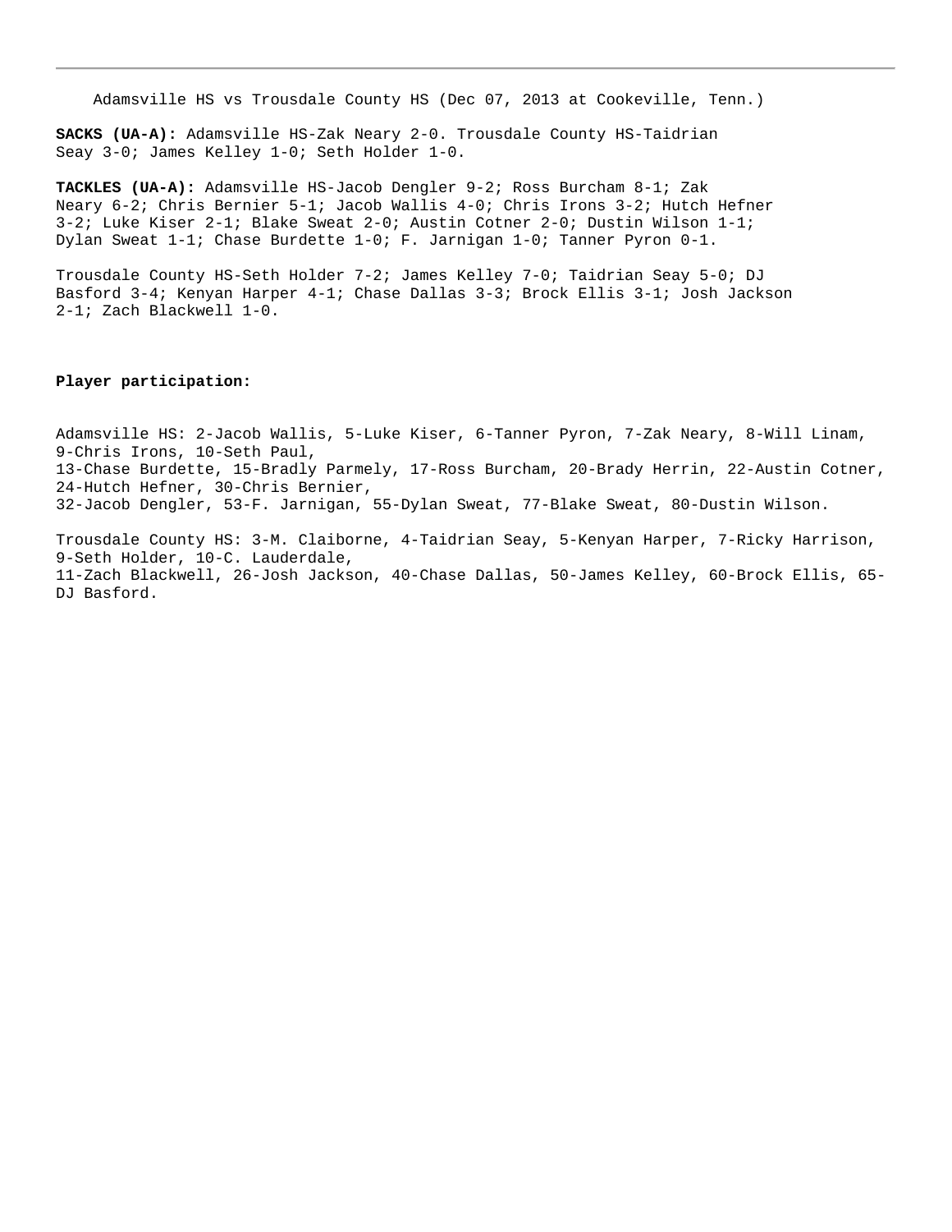Adamsville HS vs Trousdale County HS (Dec 07, 2013 at Cookeville, Tenn.)

**SACKS (UA-A):** Adamsville HS-Zak Neary 2-0. Trousdale County HS-Taidrian Seay 3-0; James Kelley 1-0; Seth Holder 1-0.

**TACKLES (UA-A):** Adamsville HS-Jacob Dengler 9-2; Ross Burcham 8-1; Zak Neary 6-2; Chris Bernier 5-1; Jacob Wallis 4-0; Chris Irons 3-2; Hutch Hefner 3-2; Luke Kiser 2-1; Blake Sweat 2-0; Austin Cotner 2-0; Dustin Wilson 1-1; Dylan Sweat 1-1; Chase Burdette 1-0; F. Jarnigan 1-0; Tanner Pyron 0-1.

Trousdale County HS-Seth Holder 7-2; James Kelley 7-0; Taidrian Seay 5-0; DJ Basford 3-4; Kenyan Harper 4-1; Chase Dallas 3-3; Brock Ellis 3-1; Josh Jackson 2-1; Zach Blackwell 1-0.

**Player participation:**

Adamsville HS: 2-Jacob Wallis, 5-Luke Kiser, 6-Tanner Pyron, 7-Zak Neary, 8-Will Linam, 9-Chris Irons, 10-Seth Paul, 13-Chase Burdette, 15-Bradly Parmely, 17-Ross Burcham, 20-Brady Herrin, 22-Austin Cotner, 24-Hutch Hefner, 30-Chris Bernier, 32-Jacob Dengler, 53-F. Jarnigan, 55-Dylan Sweat, 77-Blake Sweat, 80-Dustin Wilson.

Trousdale County HS: 3-M. Claiborne, 4-Taidrian Seay, 5-Kenyan Harper, 7-Ricky Harrison, 9-Seth Holder, 10-C. Lauderdale, 11-Zach Blackwell, 26-Josh Jackson, 40-Chase Dallas, 50-James Kelley, 60-Brock Ellis, 65-DJ Basford.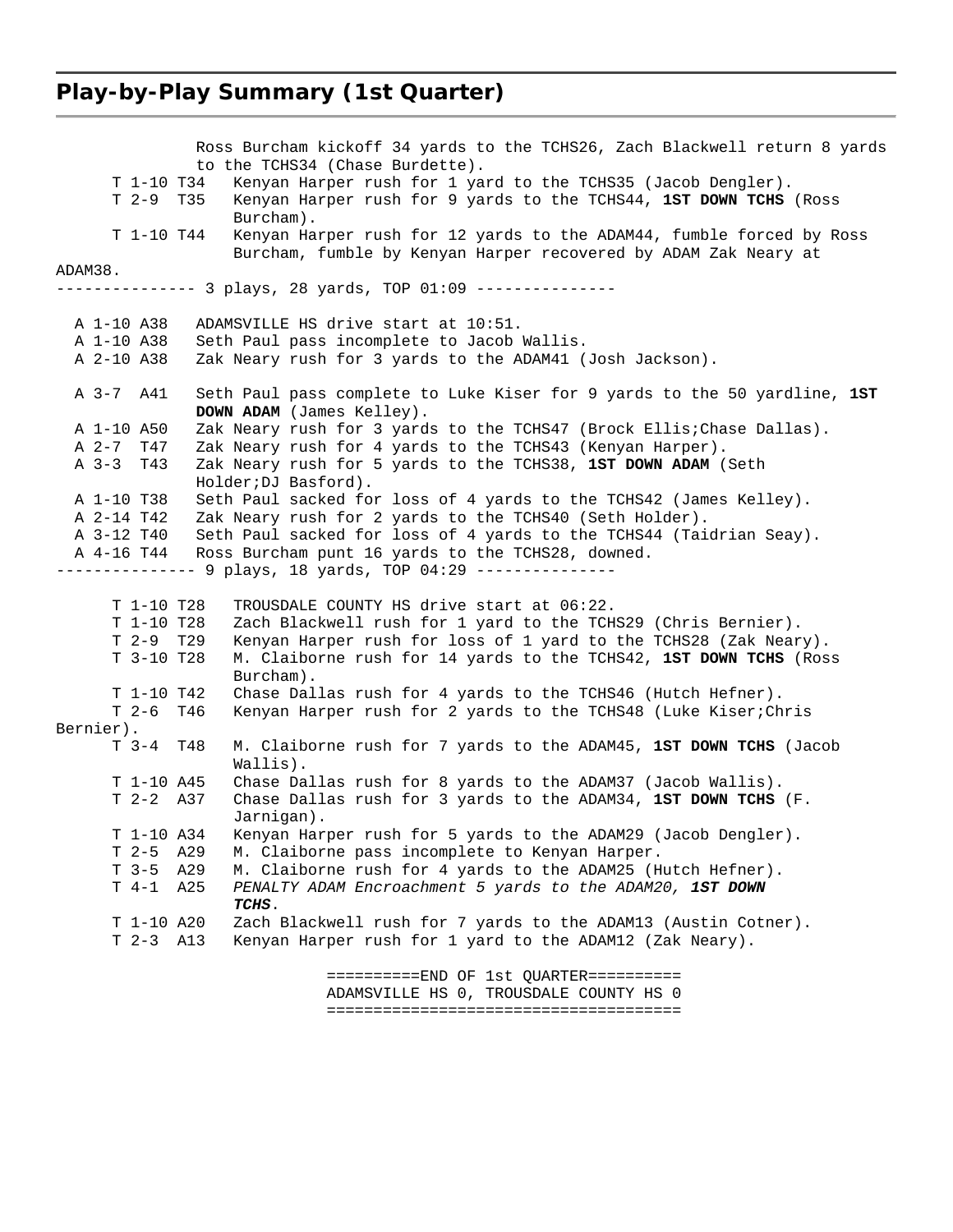## Play-by-Play Summary (1st Quarter)

```
               Ross Burcham kickoff 34 yards to the TCHS26, Zach Blackwell return 8 yards
               to the TCHS34 (Chase Burdette).
      T 1-10 T34   Kenyan Harper rush for 1 yard to the TCHS35 (Jacob Dengler).
      T 2-9  T35   Kenyan Harper rush for 9 yards to the TCHS44, 1ST DOWN TCHS (Ross
                   Burcham).
      T 1-10 T44   Kenyan Harper rush for 12 yards to the ADAM44, fumble forced by Ross
                   Burcham, fumble by Kenyan Harper recovered by ADAM Zak Neary at
ADAM38.
--------------- 3 plays, 28 yards, TOP 01:09 ---------------

  A 1-10 A38   ADAMSVILLE HS drive start at 10:51.
  A 1-10 A38   Seth Paul pass incomplete to Jacob Wallis.
  A 2-10 A38   Zak Neary rush for 3 yards to the ADAM41 (Josh Jackson).

  A 3-7  A41   Seth Paul pass complete to Luke Kiser for 9 yards to the 50 yardline, 1ST
               DOWN ADAM (James Kelley).
  A 1-10 A50   Zak Neary rush for 3 yards to the TCHS47 (Brock Ellis;Chase Dallas).
  A 2-7  T47   Zak Neary rush for 4 yards to the TCHS43 (Kenyan Harper).
  A 3-3  T43   Zak Neary rush for 5 yards to the TCHS38, 1ST DOWN ADAM (Seth
               Holder;DJ Basford).
  A 1-10 T38   Seth Paul sacked for loss of 4 yards to the TCHS42 (James Kelley).
  A 2-14 T42   Zak Neary rush for 2 yards to the TCHS40 (Seth Holder).
  A 3-12 T40   Seth Paul sacked for loss of 4 yards to the TCHS44 (Taidrian Seay).
  A 4-16 T44   Ross Burcham punt 16 yards to the TCHS28, downed.
--------------- 9 plays, 18 yards, TOP 04:29 ---------------

      T 1-10 T28   TROUSDALE COUNTY HS drive start at 06:22.
      T 1-10 T28   Zach Blackwell rush for 1 yard to the TCHS29 (Chris Bernier).
      T 2-9  T29   Kenyan Harper rush for loss of 1 yard to the TCHS28 (Zak Neary).
      T 3-10 T28   M. Claiborne rush for 14 yards to the TCHS42, 1ST DOWN TCHS (Ross
                   Burcham).
      T 1-10 T42   Chase Dallas rush for 4 yards to the TCHS46 (Hutch Hefner).
      T 2-6  T46   Kenyan Harper rush for 2 yards to the TCHS48 (Luke Kiser;Chris
Bernier).
      T 3-4  T48   M. Claiborne rush for 7 yards to the ADAM45, 1ST DOWN TCHS (Jacob
                   Wallis).
      T 1-10 A45   Chase Dallas rush for 8 yards to the ADAM37 (Jacob Wallis).
      T 2-2  A37   Chase Dallas rush for 3 yards to the ADAM34, 1ST DOWN TCHS (F.
                   Jarnigan).
      T 1-10 A34   Kenyan Harper rush for 5 yards to the ADAM29 (Jacob Dengler).
      T 2-5  A29   M. Claiborne pass incomplete to Kenyan Harper.
      T 3-5  A29   M. Claiborne rush for 4 yards to the ADAM25 (Hutch Hefner).
      T 4-1  A25   PENALTY ADAM Encroachment 5 yards to the ADAM20, 1ST DOWN
                   TCHS.
      T 1-10 A20   Zach Blackwell rush for 7 yards to the ADAM13 (Austin Cotner).
      T 2-3  A13   Kenyan Harper rush for 1 yard to the ADAM12 (Zak Neary).

                              ==========END OF 1st QUARTER==========
                              ADAMSVILLE HS 0, TROUSDALE COUNTY HS 0
                              ======================================
```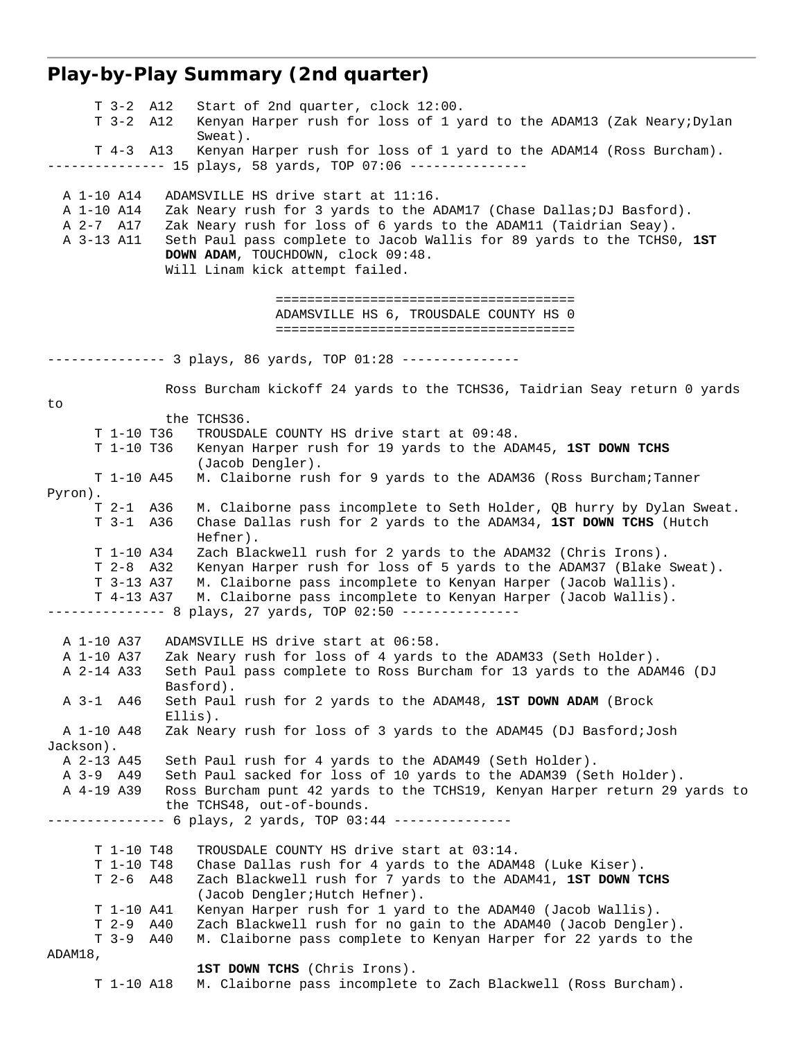## Play-by-Play Summary (2nd quarter)

```
      T 3-2  A12   Start of 2nd quarter, clock 12:00.
      T 3-2  A12   Kenyan Harper rush for loss of 1 yard to the ADAM13 (Zak Neary;Dylan
                   Sweat).
      T 4-3  A13   Kenyan Harper rush for loss of 1 yard to the ADAM14 (Ross Burcham).
--------------- 15 plays, 58 yards, TOP 07:06 ---------------

  A 1-10 A14   ADAMSVILLE HS drive start at 11:16.
  A 1-10 A14   Zak Neary rush for 3 yards to the ADAM17 (Chase Dallas;DJ Basford).
  A 2-7  A17   Zak Neary rush for loss of 6 yards to the ADAM11 (Taidrian Seay).
  A 3-13 A11   Seth Paul pass complete to Jacob Wallis for 89 yards to the TCHS0, 1ST
               DOWN ADAM, TOUCHDOWN, clock 09:48.
               Will Linam kick attempt failed.

                              =====================================
                              ADAMSVILLE HS 6, TROUSDALE COUNTY HS 0
                              =====================================

--------------- 3 plays, 86 yards, TOP 01:28 ---------------

               Ross Burcham kickoff 24 yards to the TCHS36, Taidrian Seay return 0 yards
to
               the TCHS36.
      T 1-10 T36   TROUSDALE COUNTY HS drive start at 09:48.
      T 1-10 T36   Kenyan Harper rush for 19 yards to the ADAM45, 1ST DOWN TCHS
                   (Jacob Dengler).
      T 1-10 A45   M. Claiborne rush for 9 yards to the ADAM36 (Ross Burcham;Tanner
Pyron).
      T 2-1  A36   M. Claiborne pass incomplete to Seth Holder, QB hurry by Dylan Sweat.
      T 3-1  A36   Chase Dallas rush for 2 yards to the ADAM34, 1ST DOWN TCHS (Hutch
                   Hefner).
      T 1-10 A34   Zach Blackwell rush for 2 yards to the ADAM32 (Chris Irons).
      T 2-8  A32   Kenyan Harper rush for loss of 5 yards to the ADAM37 (Blake Sweat).
      T 3-13 A37   M. Claiborne pass incomplete to Kenyan Harper (Jacob Wallis).
      T 4-13 A37   M. Claiborne pass incomplete to Kenyan Harper (Jacob Wallis).
--------------- 8 plays, 27 yards, TOP 02:50 ---------------

  A 1-10 A37   ADAMSVILLE HS drive start at 06:58.
  A 1-10 A37   Zak Neary rush for loss of 4 yards to the ADAM33 (Seth Holder).
  A 2-14 A33   Seth Paul pass complete to Ross Burcham for 13 yards to the ADAM46 (DJ
               Basford).
  A 3-1  A46   Seth Paul rush for 2 yards to the ADAM48, 1ST DOWN ADAM (Brock
               Ellis).
  A 1-10 A48   Zak Neary rush for loss of 3 yards to the ADAM45 (DJ Basford;Josh
Jackson).
  A 2-13 A45   Seth Paul rush for 4 yards to the ADAM49 (Seth Holder).
  A 3-9  A49   Seth Paul sacked for loss of 10 yards to the ADAM39 (Seth Holder).
  A 4-19 A39   Ross Burcham punt 42 yards to the TCHS19, Kenyan Harper return 29 yards to
               the TCHS48, out-of-bounds.
--------------- 6 plays, 2 yards, TOP 03:44 ---------------

      T 1-10 T48   TROUSDALE COUNTY HS drive start at 03:14.
      T 1-10 T48   Chase Dallas rush for 4 yards to the ADAM48 (Luke Kiser).
      T 2-6  A48   Zach Blackwell rush for 7 yards to the ADAM41, 1ST DOWN TCHS
                   (Jacob Dengler;Hutch Hefner).
      T 1-10 A41   Kenyan Harper rush for 1 yard to the ADAM40 (Jacob Wallis).
      T 2-9  A40   Zach Blackwell rush for no gain to the ADAM40 (Jacob Dengler).
      T 3-9  A40   M. Claiborne pass complete to Kenyan Harper for 22 yards to the
ADAM18,
                   1ST DOWN TCHS (Chris Irons).
      T 1-10 A18   M. Claiborne pass incomplete to Zach Blackwell (Ross Burcham).
```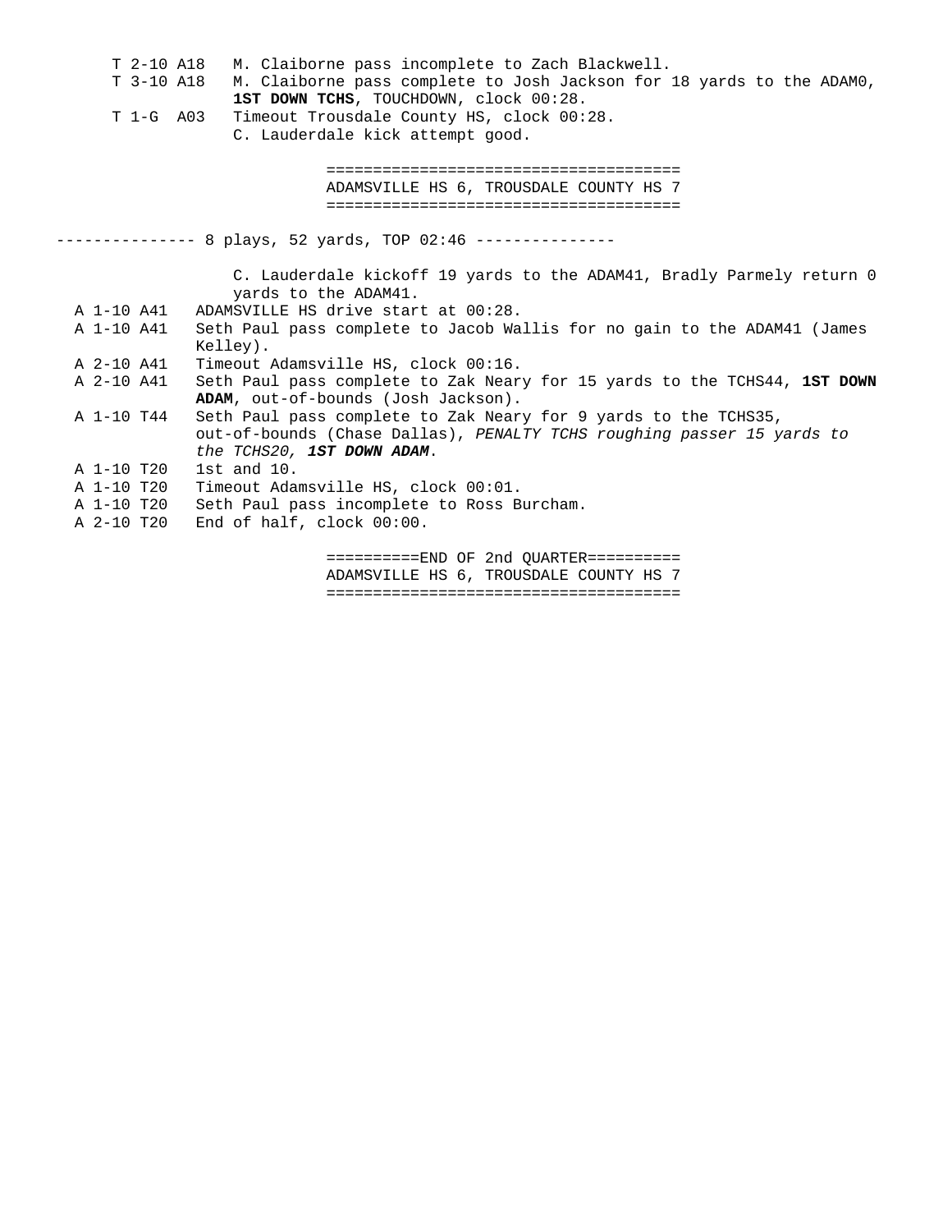T 2-10 A18 M. Claiborne pass incomplete to Zach Blackwell.

T 3-10 A18 M. Claiborne pass complete to Josh Jackson for 18 yards to the ADAM0, **1ST DOWN TCHS**, TOUCHDOWN, clock 00:28.

T 1-G A03 Timeout Trousdale County HS, clock 00:28.

C. Lauderdale kick attempt good.

=====================================
ADAMSVILLE HS 6, TROUSDALE COUNTY HS 7
=====================================

--------------- 8 plays, 52 yards, TOP 02:46 ---------------

C. Lauderdale kickoff 19 yards to the ADAM41, Bradly Parmely return 0 yards to the ADAM41.

A 1-10 A41 ADAMSVILLE HS drive start at 00:28.

A 1-10 A41 Seth Paul pass complete to Jacob Wallis for no gain to the ADAM41 (James Kelley).

A 2-10 A41 Timeout Adamsville HS, clock 00:16.

A 2-10 A41 Seth Paul pass complete to Zak Neary for 15 yards to the TCHS44, **1ST DOWN ADAM**, out-of-bounds (Josh Jackson).

A 1-10 T44 Seth Paul pass complete to Zak Neary for 9 yards to the TCHS35, out-of-bounds (Chase Dallas), *PENALTY TCHS roughing passer 15 yards to the TCHS20,* ***1ST DOWN ADAM***.

A 1-10 T20 1st and 10.

A 1-10 T20 Timeout Adamsville HS, clock 00:01.

A 1-10 T20 Seth Paul pass incomplete to Ross Burcham.

A 2-10 T20 End of half, clock 00:00.

==========END OF 2nd QUARTER==========
ADAMSVILLE HS 6, TROUSDALE COUNTY HS 7
=====================================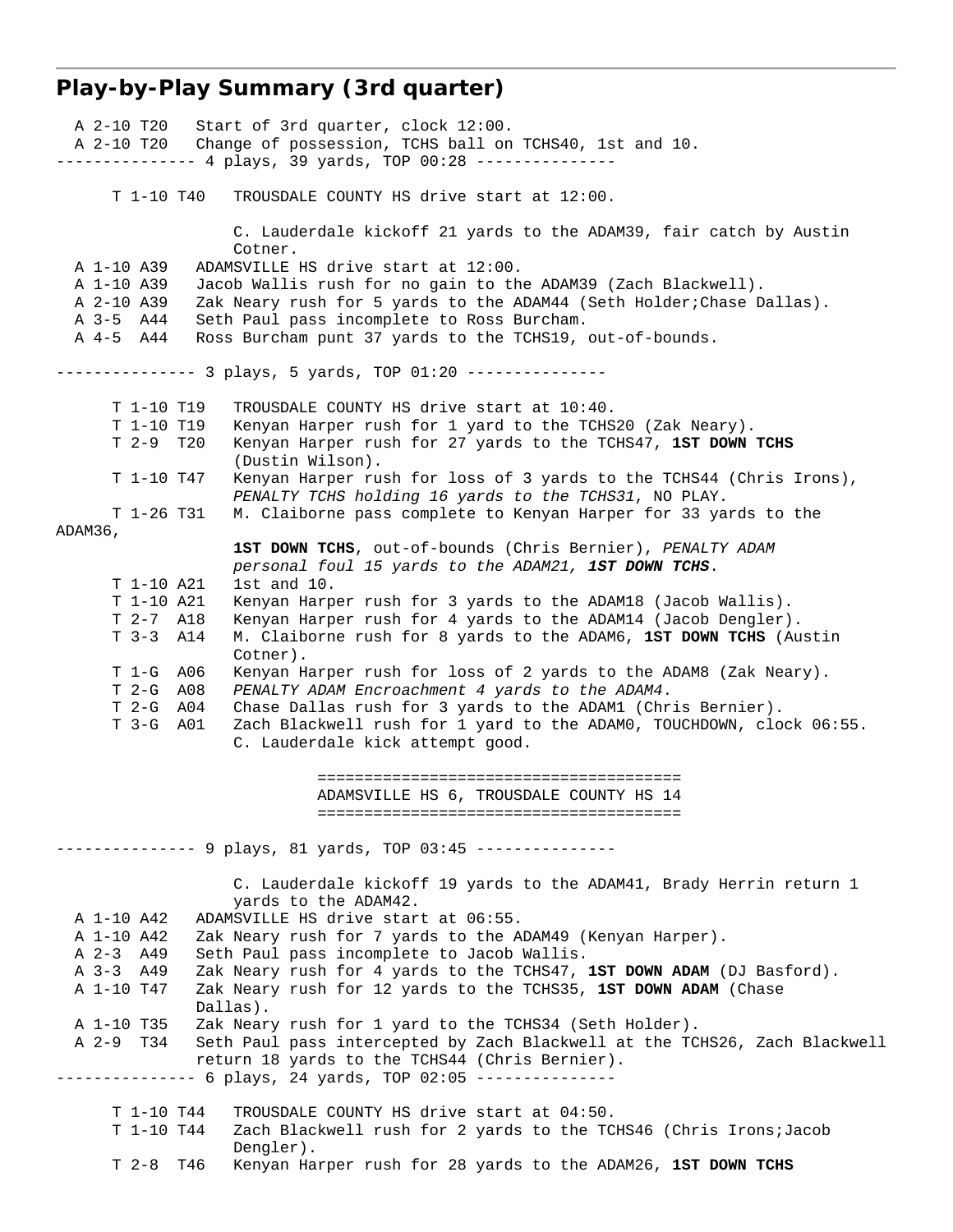## Play-by-Play Summary (3rd quarter)

```
  A 2-10 T20   Start of 3rd quarter, clock 12:00.
  A 2-10 T20   Change of possession, TCHS ball on TCHS40, 1st and 10.
--------------- 4 plays, 39 yards, TOP 00:28 ---------------

      T 1-10 T40   TROUSDALE COUNTY HS drive start at 12:00.

                   C. Lauderdale kickoff 21 yards to the ADAM39, fair catch by Austin
                   Cotner.
  A 1-10 A39   ADAMSVILLE HS drive start at 12:00.
  A 1-10 A39   Jacob Wallis rush for no gain to the ADAM39 (Zach Blackwell).
  A 2-10 A39   Zak Neary rush for 5 yards to the ADAM44 (Seth Holder;Chase Dallas).
  A 3-5  A44   Seth Paul pass incomplete to Ross Burcham.
  A 4-5  A44   Ross Burcham punt 37 yards to the TCHS19, out-of-bounds.

--------------- 3 plays, 5 yards, TOP 01:20 ---------------

      T 1-10 T19   TROUSDALE COUNTY HS drive start at 10:40.
      T 1-10 T19   Kenyan Harper rush for 1 yard to the TCHS20 (Zak Neary).
      T 2-9  T20   Kenyan Harper rush for 27 yards to the TCHS47, 1ST DOWN TCHS
                   (Dustin Wilson).
      T 1-10 T47   Kenyan Harper rush for loss of 3 yards to the TCHS44 (Chris Irons),
                   PENALTY TCHS holding 16 yards to the TCHS31, NO PLAY.
      T 1-26 T31   M. Claiborne pass complete to Kenyan Harper for 33 yards to the
ADAM36,
                   1ST DOWN TCHS, out-of-bounds (Chris Bernier), PENALTY ADAM
                   personal foul 15 yards to the ADAM21, 1ST DOWN TCHS.
      T 1-10 A21   1st and 10.
      T 1-10 A21   Kenyan Harper rush for 3 yards to the ADAM18 (Jacob Wallis).
      T 2-7  A18   Kenyan Harper rush for 4 yards to the ADAM14 (Jacob Dengler).
      T 3-3  A14   M. Claiborne rush for 8 yards to the ADAM6, 1ST DOWN TCHS (Austin
                   Cotner).
      T 1-G  A06   Kenyan Harper rush for loss of 2 yards to the ADAM8 (Zak Neary).
      T 2-G  A08   PENALTY ADAM Encroachment 4 yards to the ADAM4.
      T 2-G  A04   Chase Dallas rush for 3 yards to the ADAM1 (Chris Bernier).
      T 3-G  A01   Zach Blackwell rush for 1 yard to the ADAM0, TOUCHDOWN, clock 06:55.
                   C. Lauderdale kick attempt good.

                                 ========================================
                                 ADAMSVILLE HS 6, TROUSDALE COUNTY HS 14
                                 ========================================

--------------- 9 plays, 81 yards, TOP 03:45 ---------------

                   C. Lauderdale kickoff 19 yards to the ADAM41, Brady Herrin return 1
                   yards to the ADAM42.
  A 1-10 A42   ADAMSVILLE HS drive start at 06:55.
  A 1-10 A42   Zak Neary rush for 7 yards to the ADAM49 (Kenyan Harper).
  A 2-3  A49   Seth Paul pass incomplete to Jacob Wallis.
  A 3-3  A49   Zak Neary rush for 4 yards to the TCHS47, 1ST DOWN ADAM (DJ Basford).
  A 1-10 T47   Zak Neary rush for 12 yards to the TCHS35, 1ST DOWN ADAM (Chase
               Dallas).
  A 1-10 T35   Zak Neary rush for 1 yard to the TCHS34 (Seth Holder).
  A 2-9  T34   Seth Paul pass intercepted by Zach Blackwell at the TCHS26, Zach Blackwell
               return 18 yards to the TCHS44 (Chris Bernier).
--------------- 6 plays, 24 yards, TOP 02:05 ---------------

      T 1-10 T44   TROUSDALE COUNTY HS drive start at 04:50.
      T 1-10 T44   Zach Blackwell rush for 2 yards to the TCHS46 (Chris Irons;Jacob
                   Dengler).
      T 2-8  T46   Kenyan Harper rush for 28 yards to the ADAM26, 1ST DOWN TCHS
```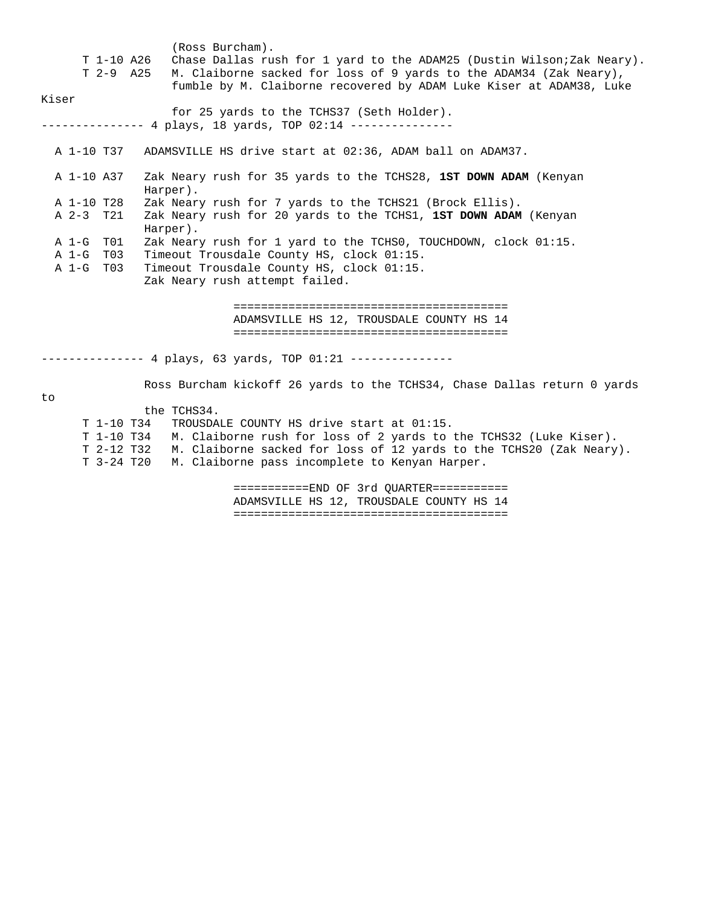```
                    (Ross Burcham).
      T 1-10 A26   Chase Dallas rush for 1 yard to the ADAM25 (Dustin Wilson;Zak Neary).
      T 2-9  A25   M. Claiborne sacked for loss of 9 yards to the ADAM34 (Zak Neary),
                    fumble by M. Claiborne recovered by ADAM Luke Kiser at ADAM38, Luke
Kiser
                    for 25 yards to the TCHS37 (Seth Holder).
--------------- 4 plays, 18 yards, TOP 02:14 ---------------

  A 1-10 T37   ADAMSVILLE HS drive start at 02:36, ADAM ball on ADAM37.

  A 1-10 A37   Zak Neary rush for 35 yards to the TCHS28, 1ST DOWN ADAM (Kenyan
               Harper).
  A 1-10 T28   Zak Neary rush for 7 yards to the TCHS21 (Brock Ellis).
  A 2-3  T21   Zak Neary rush for 20 yards to the TCHS1, 1ST DOWN ADAM (Kenyan
               Harper).
  A 1-G  T01   Zak Neary rush for 1 yard to the TCHS0, TOUCHDOWN, clock 01:15.
  A 1-G  T03   Timeout Trousdale County HS, clock 01:15.
  A 1-G  T03   Timeout Trousdale County HS, clock 01:15.
               Zak Neary rush attempt failed.

                          ========================================
                          ADAMSVILLE HS 12, TROUSDALE COUNTY HS 14
                          ========================================

--------------- 4 plays, 63 yards, TOP 01:21 ---------------

               Ross Burcham kickoff 26 yards to the TCHS34, Chase Dallas return 0 yards
to
               the TCHS34.
      T 1-10 T34   TROUSDALE COUNTY HS drive start at 01:15.
      T 1-10 T34   M. Claiborne rush for loss of 2 yards to the TCHS32 (Luke Kiser).
      T 2-12 T32   M. Claiborne sacked for loss of 12 yards to the TCHS20 (Zak Neary).
      T 3-24 T20   M. Claiborne pass incomplete to Kenyan Harper.

                          ===========END OF 3rd QUARTER===========
                          ADAMSVILLE HS 12, TROUSDALE COUNTY HS 14
                          ========================================
```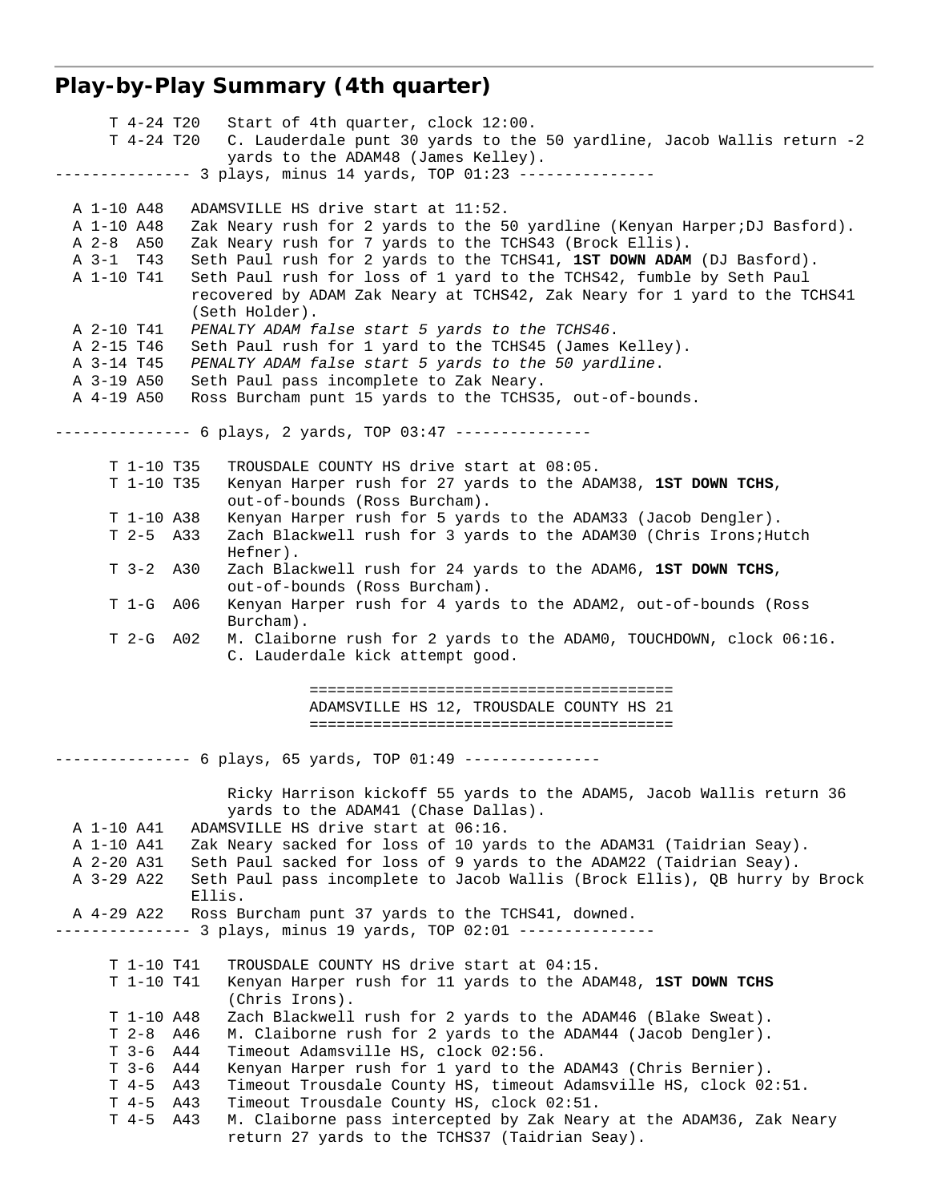## Play-by-Play Summary (4th quarter)

```
     T 4-24 T20   Start of 4th quarter, clock 12:00.
     T 4-24 T20   C. Lauderdale punt 30 yards to the 50 yardline, Jacob Wallis return -2
                  yards to the ADAM48 (James Kelley).
--------------- 3 plays, minus 14 yards, TOP 01:23 ---------------

  A 1-10 A48   ADAMSVILLE HS drive start at 11:52.
  A 1-10 A48   Zak Neary rush for 2 yards to the 50 yardline (Kenyan Harper;DJ Basford).
  A 2-8  A50   Zak Neary rush for 7 yards to the TCHS43 (Brock Ellis).
  A 3-1  T43   Seth Paul rush for 2 yards to the TCHS41, 1ST DOWN ADAM (DJ Basford).
  A 1-10 T41   Seth Paul rush for loss of 1 yard to the TCHS42, fumble by Seth Paul
               recovered by ADAM Zak Neary at TCHS42, Zak Neary for 1 yard to the TCHS41
               (Seth Holder).
  A 2-10 T41   PENALTY ADAM false start 5 yards to the TCHS46.
  A 2-15 T46   Seth Paul rush for 1 yard to the TCHS45 (James Kelley).
  A 3-14 T45   PENALTY ADAM false start 5 yards to the 50 yardline.
  A 3-19 A50   Seth Paul pass incomplete to Zak Neary.
  A 4-19 A50   Ross Burcham punt 15 yards to the TCHS35, out-of-bounds.

--------------- 6 plays, 2 yards, TOP 03:47 ---------------

     T 1-10 T35   TROUSDALE COUNTY HS drive start at 08:05.
     T 1-10 T35   Kenyan Harper rush for 27 yards to the ADAM38, 1ST DOWN TCHS,
                  out-of-bounds (Ross Burcham).
     T 1-10 A38   Kenyan Harper rush for 5 yards to the ADAM33 (Jacob Dengler).
     T 2-5  A33   Zach Blackwell rush for 3 yards to the ADAM30 (Chris Irons;Hutch
                  Hefner).
     T 3-2  A30   Zach Blackwell rush for 24 yards to the ADAM6, 1ST DOWN TCHS,
                  out-of-bounds (Ross Burcham).
     T 1-G  A06   Kenyan Harper rush for 4 yards to the ADAM2, out-of-bounds (Ross
                  Burcham).
     T 2-G  A02   M. Claiborne rush for 2 yards to the ADAM0, TOUCHDOWN, clock 06:16.
                  C. Lauderdale kick attempt good.

                         ========================================
                         ADAMSVILLE HS 12, TROUSDALE COUNTY HS 21
                         ========================================

--------------- 6 plays, 65 yards, TOP 01:49 ---------------

                  Ricky Harrison kickoff 55 yards to the ADAM5, Jacob Wallis return 36
                  yards to the ADAM41 (Chase Dallas).
  A 1-10 A41   ADAMSVILLE HS drive start at 06:16.
  A 1-10 A41   Zak Neary sacked for loss of 10 yards to the ADAM31 (Taidrian Seay).
  A 2-20 A31   Seth Paul sacked for loss of 9 yards to the ADAM22 (Taidrian Seay).
  A 3-29 A22   Seth Paul pass incomplete to Jacob Wallis (Brock Ellis), QB hurry by Brock
               Ellis.
  A 4-29 A22   Ross Burcham punt 37 yards to the TCHS41, downed.
--------------- 3 plays, minus 19 yards, TOP 02:01 ---------------

     T 1-10 T41   TROUSDALE COUNTY HS drive start at 04:15.
     T 1-10 T41   Kenyan Harper rush for 11 yards to the ADAM48, 1ST DOWN TCHS
                  (Chris Irons).
     T 1-10 A48   Zach Blackwell rush for 2 yards to the ADAM46 (Blake Sweat).
     T 2-8  A46   M. Claiborne rush for 2 yards to the ADAM44 (Jacob Dengler).
     T 3-6  A44   Timeout Adamsville HS, clock 02:56.
     T 3-6  A44   Kenyan Harper rush for 1 yard to the ADAM43 (Chris Bernier).
     T 4-5  A43   Timeout Trousdale County HS, timeout Adamsville HS, clock 02:51.
     T 4-5  A43   Timeout Trousdale County HS, clock 02:51.
     T 4-5  A43   M. Claiborne pass intercepted by Zak Neary at the ADAM36, Zak Neary
                  return 27 yards to the TCHS37 (Taidrian Seay).
```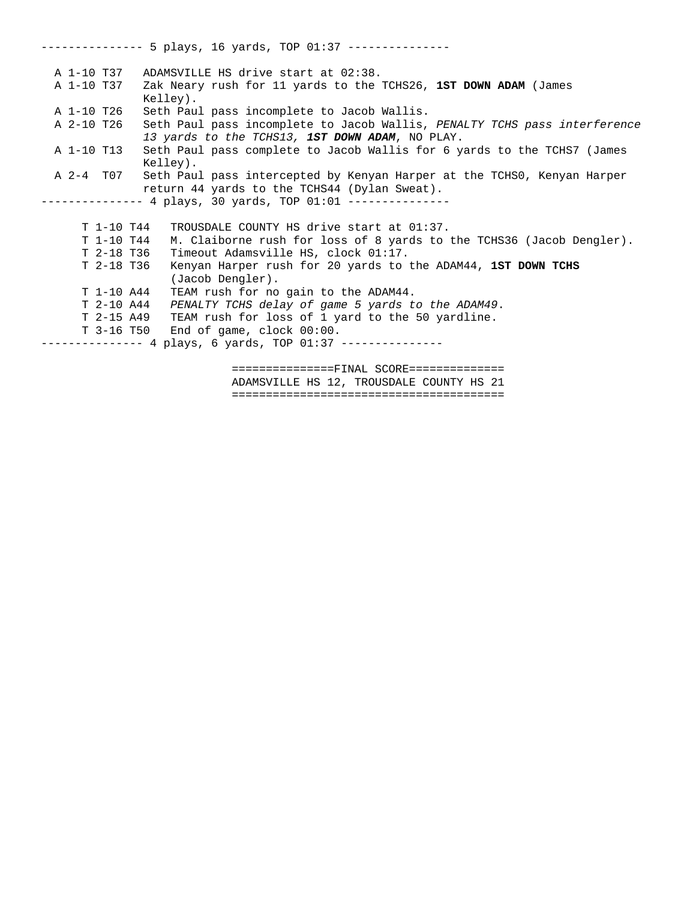--------------- 5 plays, 16 yards, TOP 01:37 ---------------

| | | |
|---|---|---|
| A 1-10 T37 | | ADAMSVILLE HS drive start at 02:38. |
| A 1-10 T37 | | Zak Neary rush for 11 yards to the TCHS26, **1ST DOWN ADAM** (James Kelley). |
| A 1-10 T26 | | Seth Paul pass incomplete to Jacob Wallis. |
| A 2-10 T26 | | Seth Paul pass incomplete to Jacob Wallis, *PENALTY TCHS pass interference 13 yards to the TCHS13, **1ST DOWN ADAM***, NO PLAY. |
| A 1-10 T13 | | Seth Paul pass complete to Jacob Wallis for 6 yards to the TCHS7 (James Kelley). |
| A 2-4 T07 | | Seth Paul pass intercepted by Kenyan Harper at the TCHS0, Kenyan Harper return 44 yards to the TCHS44 (Dylan Sweat). |

--------------- 4 plays, 30 yards, TOP 01:01 ---------------

| | |
|---|---|
| T 1-10 T44 | TROUSDALE COUNTY HS drive start at 01:37. |
| T 1-10 T44 | M. Claiborne rush for loss of 8 yards to the TCHS36 (Jacob Dengler). |
| T 2-18 T36 | Timeout Adamsville HS, clock 01:17. |
| T 2-18 T36 | Kenyan Harper rush for 20 yards to the ADAM44, **1ST DOWN TCHS** (Jacob Dengler). |
| T 1-10 A44 | TEAM rush for no gain to the ADAM44. |
| T 2-10 A44 | *PENALTY TCHS delay of game 5 yards to the ADAM49*. |
| T 2-15 A49 | TEAM rush for loss of 1 yard to the 50 yardline. |
| T 3-16 T50 | End of game, clock 00:00. |

--------------- 4 plays, 6 yards, TOP 01:37 ---------------

===============FINAL SCORE==============
ADAMSVILLE HS 12, TROUSDALE COUNTY HS 21
========================================